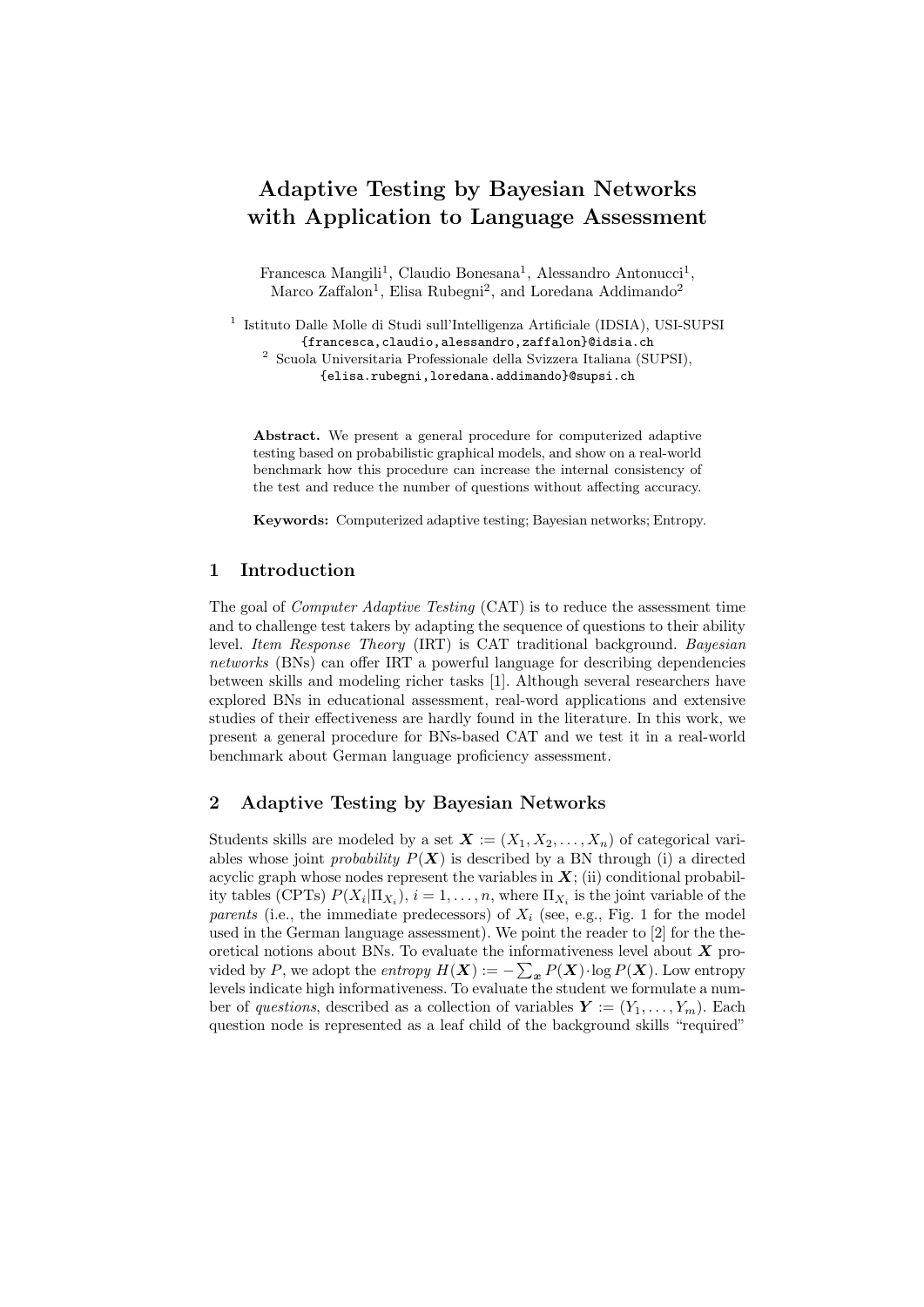# Adaptive Testing by Bayesian Networks with Application to Language Assessment

Francesca Mangili[1], Claudio Bonesana[1], Alessandro Antonucci[1], Marco Zaffalon[1], Elisa Rubegni[2], and Loredana Addimando[2]

[1] Istituto Dalle Molle di Studi sull'Intelligenza Artificiale (IDSIA), USI-SUPSI
{francesca,claudio,alessandro,zaffalon}@idsia.ch

[2] Scuola Universitaria Professionale della Svizzera Italiana (SUPSI),
{elisa.rubegni,loredana.addimando}@supsi.ch

**Abstract.** We present a general procedure for computerized adaptive testing based on probabilistic graphical models, and show on a real-world benchmark how this procedure can increase the internal consistency of the test and reduce the number of questions without affecting accuracy.

**Keywords:** Computerized adaptive testing; Bayesian networks; Entropy.

## 1 Introduction

The goal of *Computer Adaptive Testing* (CAT) is to reduce the assessment time and to challenge test takers by adapting the sequence of questions to their ability level. *Item Response Theory* (IRT) is CAT traditional background. *Bayesian networks* (BNs) can offer IRT a powerful language for describing dependencies between skills and modeling richer tasks [1]. Although several researchers have explored BNs in educational assessment, real-word applications and extensive studies of their effectiveness are hardly found in the literature. In this work, we present a general procedure for BNs-based CAT and we test it in a real-world benchmark about German language proficiency assessment.

## 2 Adaptive Testing by Bayesian Networks

Students skills are modeled by a set $\boldsymbol{X} := (X_1, X_2, \ldots, X_n)$ of categorical variables whose joint *probability* $P(\boldsymbol{X})$ is described by a BN through (i) a directed acyclic graph whose nodes represent the variables in $\boldsymbol{X}$; (ii) conditional probability tables (CPTs) $P(X_i|\Pi_{X_i})$, $i = 1, \ldots, n$, where $\Pi_{X_i}$ is the joint variable of the *parents* (i.e., the immediate predecessors) of $X_i$ (see, e.g., Fig. 1 for the model used in the German language assessment). We point the reader to [2] for the theoretical notions about BNs. To evaluate the informativeness level about $\boldsymbol{X}$ provided by $P$, we adopt the *entropy* $H(\boldsymbol{X}) := -\sum_{\boldsymbol{x}} P(\boldsymbol{X}) \cdot \log P(\boldsymbol{X})$. Low entropy levels indicate high informativeness. To evaluate the student we formulate a number of *questions*, described as a collection of variables $\boldsymbol{Y} := (Y_1, \ldots, Y_m)$. Each question node is represented as a leaf child of the background skills "required"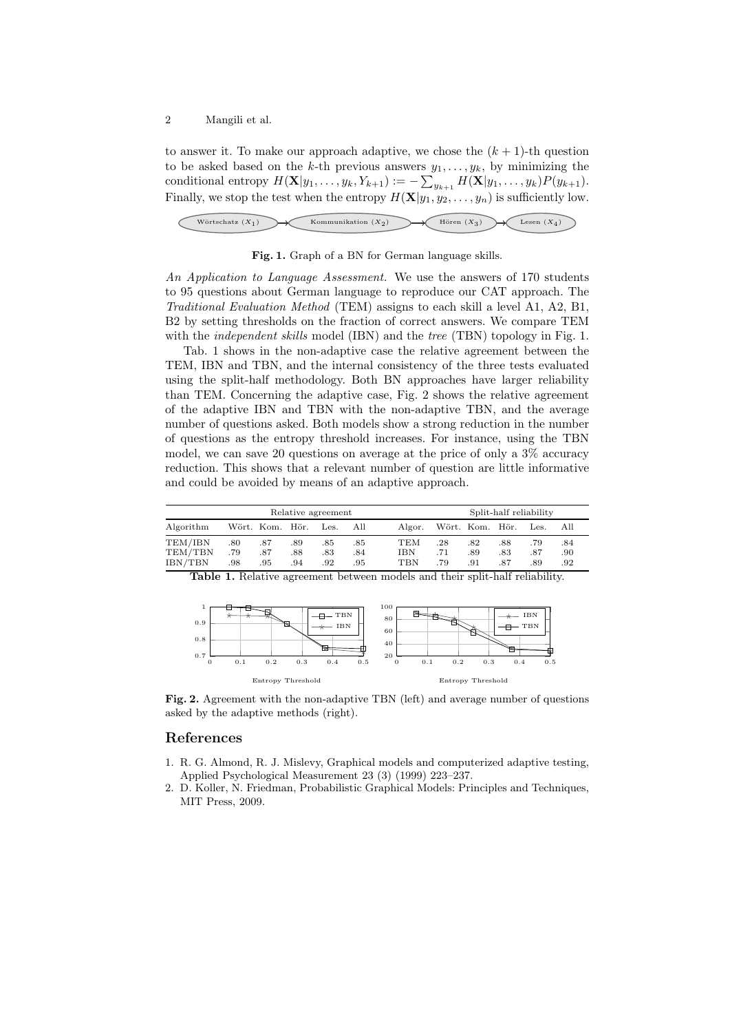to answer it. To make our approach adaptive, we chose the $(k+1)$-th question to be asked based on the $k$-th previous answers $y_1, \ldots, y_k$, by minimizing the conditional entropy $H(\mathbf{X}|y_1, \ldots, y_k, Y_{k+1}) := -\sum_{y_{k+1}} H(\mathbf{X}|y_1, \ldots, y_k)P(y_{k+1})$. Finally, we stop the test when the entropy $H(\mathbf{X}|y_1, y_2, \ldots, y_n)$ is sufficiently low.

Wörtschatz ($X_1$) → Kommunikation ($X_2$) → Hören ($X_3$) → Lesen ($X_4$)

**Fig. 1.** Graph of a BN for German language skills.

*An Application to Language Assessment.* We use the answers of 170 students to 95 questions about German language to reproduce our CAT approach. The *Traditional Evaluation Method* (TEM) assigns to each skill a level A1, A2, B1, B2 by setting thresholds on the fraction of correct answers. We compare TEM with the *independent skills* model (IBN) and the *tree* (TBN) topology in Fig. 1.

Tab. 1 shows in the non-adaptive case the relative agreement between the TEM, IBN and TBN, and the internal consistency of the three tests evaluated using the split-half methodology. Both BN approaches have larger reliability than TEM. Concerning the adaptive case, Fig. 2 shows the relative agreement of the adaptive IBN and TBN with the non-adaptive TBN, and the average number of questions asked. Both models show a strong reduction in the number of questions as the entropy threshold increases. For instance, using the TBN model, we can save 20 questions on average at the price of only a 3% accuracy reduction. This shows that a relevant number of question are little informative and could be avoided by means of an adaptive approach.

| Relative agreement | | | | | | Split-half reliability | | | | | |
|---|---|---|---|---|---|---|---|---|---|---|---|
| Algorithm | Wört. | Kom. | Hör. | Les. | All | Algor. | Wört. | Kom. | Hör. | Les. | All |
| TEM/IBN | .80 | .87 | .89 | .85 | .85 | TEM | .28 | .82 | .88 | .79 | .84 |
| TEM/TBN | .79 | .87 | .88 | .83 | .84 | IBN | .71 | .89 | .83 | .87 | .90 |
| IBN/TBN | .98 | .95 | .94 | .92 | .95 | TBN | .79 | .91 | .87 | .89 | .92 |

**Table 1.** Relative agreement between models and their split-half reliability.

TBN
IBN
1
0.9
0.8
0.7
0 0.1 0.2 0.3 0.4 0.5
Entropy Threshold

IBN
TBN
100
80
60
40
20
0 0.1 0.2 0.3 0.4 0.5
Entropy Threshold

**Fig. 2.** Agreement with the non-adaptive TBN (left) and average number of questions asked by the adaptive methods (right).

## References

1. R. G. Almond, R. J. Mislevy, Graphical models and computerized adaptive testing, Applied Psychological Measurement 23 (3) (1999) 223–237.
2. D. Koller, N. Friedman, Probabilistic Graphical Models: Principles and Techniques, MIT Press, 2009.